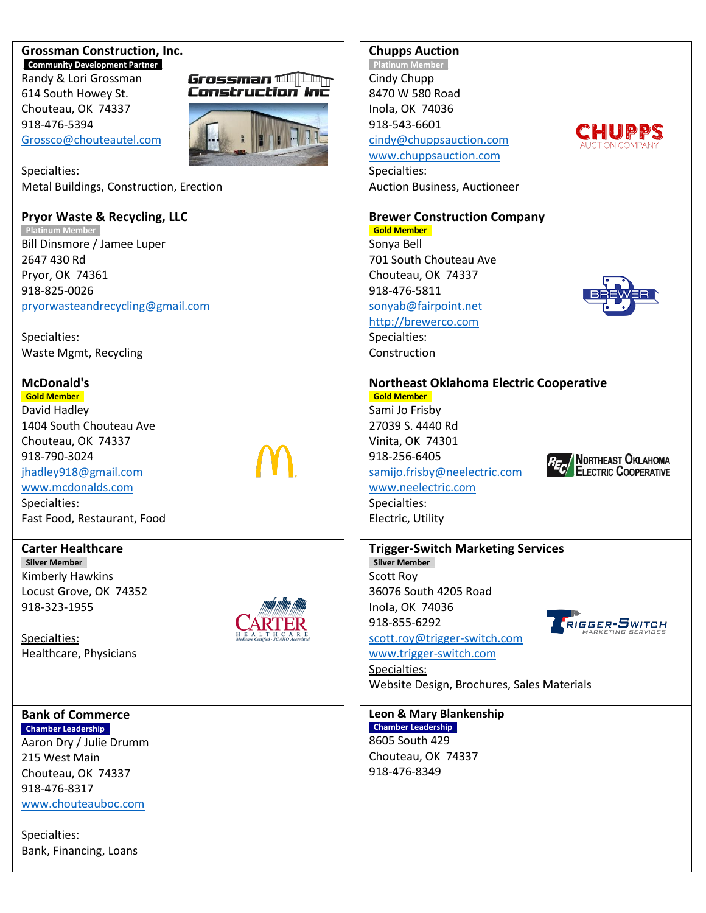## Grossman Construction, Inc.

**Community Development Partner**

Randy & Lori Grossman
614 South Howey St.
Chouteau, OK 74337
918-476-5394
Grossco@chouteautel.com

Specialties:
Metal Buildings, Construction, Erection

## Chupps Auction

**Platinum Member**

Cindy Chupp
8470 W 580 Road
Inola, OK 74036
918-543-6601
cindy@chuppsauction.com
www.chuppsauction.com

Specialties:
Auction Business, Auctioneer

## Pryor Waste & Recycling, LLC

**Platinum Member**

Bill Dinsmore / Jamee Luper
2647 430 Rd
Pryor, OK 74361
918-825-0026
pryorwasteandrecycling@gmail.com

Specialties:
Waste Mgmt, Recycling

## Brewer Construction Company

**Gold Member**

Sonya Bell
701 South Chouteau Ave
Chouteau, OK 74337
918-476-5811
sonyab@fairpoint.net
http://brewerco.com

Specialties:
Construction

## McDonald's

**Gold Member**

David Hadley
1404 South Chouteau Ave
Chouteau, OK 74337
918-790-3024
jhadley918@gmail.com
www.mcdonalds.com

Specialties:
Fast Food, Restaurant, Food

## Northeast Oklahoma Electric Cooperative

**Gold Member**

Sami Jo Frisby
27039 S. 4440 Rd
Vinita, OK 74301
918-256-6405
samijo.frisby@neelectric.com
www.neelectric.com

Specialties:
Electric, Utility

## Carter Healthcare

**Silver Member**

Kimberly Hawkins
Locust Grove, OK 74352
918-323-1955

Specialties:
Healthcare, Physicians

## Trigger-Switch Marketing Services

**Silver Member**

Scott Roy
36076 South 4205 Road
Inola, OK 74036
918-855-6292
scott.roy@trigger-switch.com
www.trigger-switch.com

Specialties:
Website Design, Brochures, Sales Materials

## Bank of Commerce

**Chamber Leadership**

Aaron Dry / Julie Drumm
215 West Main
Chouteau, OK 74337
918-476-8317
www.chouteauboc.com

Specialties:
Bank, Financing, Loans

## Leon & Mary Blankenship

**Chamber Leadership**

8605 South 429
Chouteau, OK 74337
918-476-8349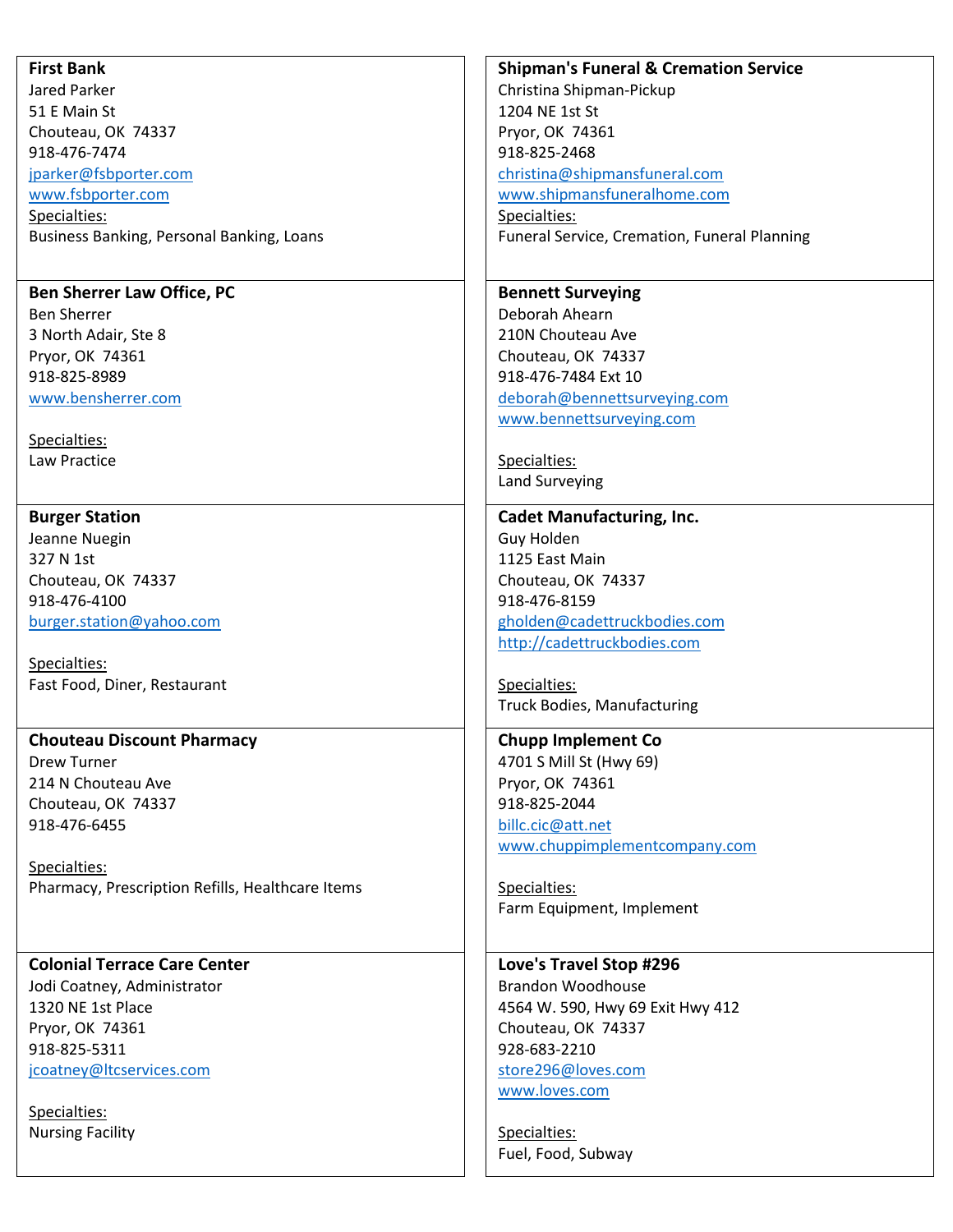**First Bank**
Jared Parker
51 E Main St
Chouteau, OK  74337
918-476-7474
jparker@fsbporter.com
www.fsbporter.com
Specialties:
Business Banking, Personal Banking, Loans

**Shipman's Funeral & Cremation Service**
Christina Shipman-Pickup
1204 NE 1st St
Pryor, OK  74361
918-825-2468
christina@shipmansfuneral.com
www.shipmansfuneralhome.com
Specialties:
Funeral Service, Cremation, Funeral Planning

**Ben Sherrer Law Office, PC**
Ben Sherrer
3 North Adair, Ste 8
Pryor, OK  74361
918-825-8989
www.bensherrer.com

Specialties:
Law Practice

**Bennett Surveying**
Deborah Ahearn
210N Chouteau Ave
Chouteau, OK  74337
918-476-7484 Ext 10
deborah@bennettsurveying.com
www.bennettsurveying.com

Specialties:
Land Surveying

**Burger Station**
Jeanne Nuegin
327 N 1st
Chouteau, OK  74337
918-476-4100
burger.station@yahoo.com

Specialties:
Fast Food, Diner, Restaurant

**Cadet Manufacturing, Inc.**
Guy Holden
1125 East Main
Chouteau, OK  74337
918-476-8159
gholden@cadettruckbodies.com
http://cadettruckbodies.com

Specialties:
Truck Bodies, Manufacturing

**Chouteau Discount Pharmacy**
Drew Turner
214 N Chouteau Ave
Chouteau, OK  74337
918-476-6455

Specialties:
Pharmacy, Prescription Refills, Healthcare Items

**Chupp Implement Co**
4701 S Mill St (Hwy 69)
Pryor, OK  74361
918-825-2044
billc.cic@att.net
www.chuppimplementcompany.com

Specialties:
Farm Equipment, Implement

**Colonial Terrace Care Center**
Jodi Coatney, Administrator
1320 NE 1st Place
Pryor, OK  74361
918-825-5311
jcoatney@ltcservices.com

Specialties:
Nursing Facility

**Love's Travel Stop #296**
Brandon Woodhouse
4564 W. 590, Hwy 69 Exit Hwy 412
Chouteau, OK  74337
928-683-2210
store296@loves.com
www.loves.com

Specialties:
Fuel, Food, Subway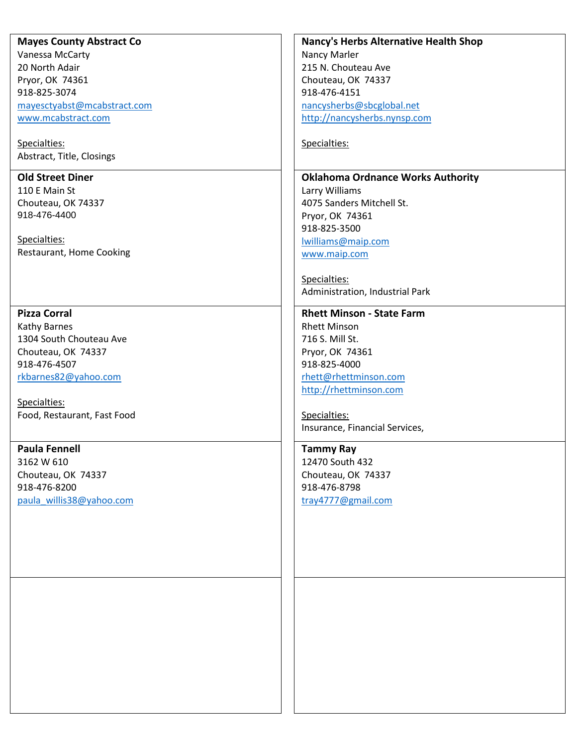**Mayes County Abstract Co**
Vanessa McCarty
20 North Adair
Pryor, OK 74361
918-825-3074
mayesctyabst@mcabstract.com
www.mcabstract.com

Specialties:
Abstract, Title, Closings

**Nancy's Herbs Alternative Health Shop**
Nancy Marler
215 N. Chouteau Ave
Chouteau, OK 74337
918-476-4151
nancysherbs@sbcglobal.net
http://nancysherbs.nynsp.com

Specialties:

**Old Street Diner**
110 E Main St
Chouteau, OK 74337
918-476-4400

Specialties:
Restaurant, Home Cooking

**Oklahoma Ordnance Works Authority**
Larry Williams
4075 Sanders Mitchell St.
Pryor, OK 74361
918-825-3500
lwilliams@maip.com
www.maip.com

Specialties:
Administration, Industrial Park

**Pizza Corral**
Kathy Barnes
1304 South Chouteau Ave
Chouteau, OK 74337
918-476-4507
rkbarnes82@yahoo.com

Specialties:
Food, Restaurant, Fast Food

**Rhett Minson - State Farm**
Rhett Minson
716 S. Mill St.
Pryor, OK 74361
918-825-4000
rhett@rhettminson.com
http://rhettminson.com

Specialties:
Insurance, Financial Services,

**Paula Fennell**
3162 W 610
Chouteau, OK 74337
918-476-8200
paula_willis38@yahoo.com

**Tammy Ray**
12470 South 432
Chouteau, OK 74337
918-476-8798
tray4777@gmail.com